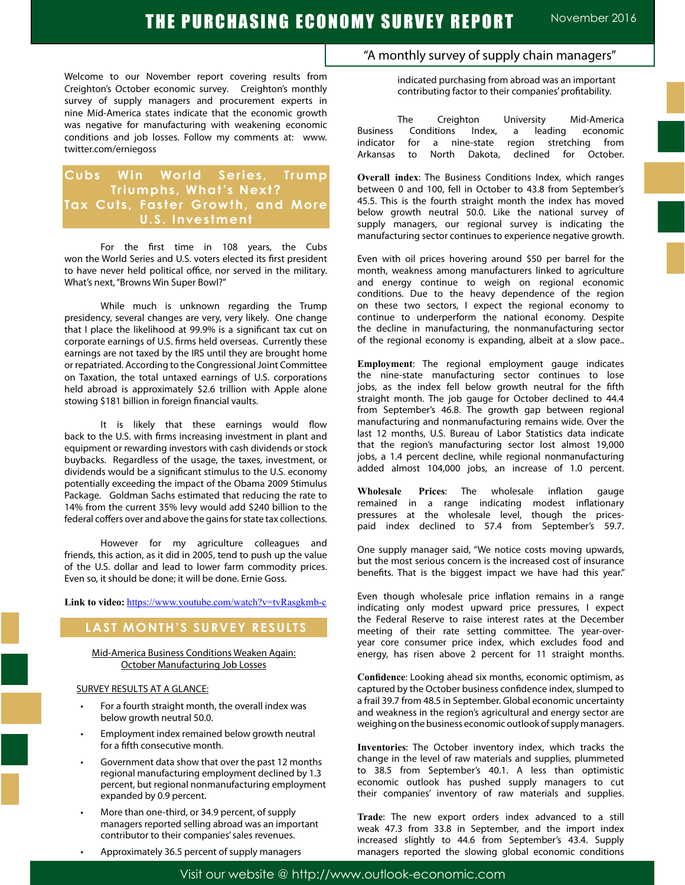# THE PURCHASING ECONOMY SURVEY REPORT

November 2016

"A monthly survey of supply chain managers"

Welcome to our November report covering results from Creighton's October economic survey. Creighton's monthly survey of supply managers and procurement experts in nine Mid-America states indicate that the economic growth was negative for manufacturing with weakening economic conditions and job losses. Follow my comments at: www.twitter.com/erniegoss

## Cubs Win World Series, Trump Triumphs, What's Next? Tax Cuts, Faster Growth, and More U.S. Investment

For the first time in 108 years, the Cubs won the World Series and U.S. voters elected its first president to have never held political office, nor served in the military. What's next, "Browns Win Super Bowl?"

While much is unknown regarding the Trump presidency, several changes are very, very likely. One change that I place the likelihood at 99.9% is a significant tax cut on corporate earnings of U.S. firms held overseas. Currently these earnings are not taxed by the IRS until they are brought homme or repatriated. According to the Congressional Joint Committee on Taxation, the total untaxed earnings of U.S. corporations held abroad is approximately $2.6 trillion with Apple alone stowing $181 billion in foreign financial vaults.

It is likely that these earnings would flow back to the U.S. with firms increasing investment in plant and equipment or rewarding investors with cash dividends or stock buybacks. Regardless of the usage, the taxes, investment, or dividends would be a significant stimulus to the U.S. economy potentially exceeding the impact of the Obama 2009 Stimulus Package. Goldman Sachs estimated that reducing the rate to 14% from the current 35% levy would add $240 billion to the federal coffers over and above the gains for state tax collections.

However for my agriculture colleagues and friends, this action, as it did in 2005, tend to push up the value of the U.S. dollar and lead to lower farm commodity prices. Even so, it should be done; it will be done. Ernie Goss.

**Link to video:** https://www.youtube.com/watch?v=tvRasgkmb-c

## LAST MONTH'S SURVEY RESULTS

Mid-America Business Conditions Weaken Again: October Manufacturing Job Losses

SURVEY RESULTS AT A GLANCE:

- For a fourth straight month, the overall index was below growth neutral 50.0.
- Employment index remained below growth neutral for a fifth consecutive month.
- Government data show that over the past 12 months regional manufacturing employment declined by 1.3 percent, but regional nonmanufacturing employment expanded by 0.9 percent.
- More than one-third, or 34.9 percent, of supply managers reported selling abroad was an important contributor to their companies' sales revenues.
- Approximately 36.5 percent of supply managers indicated purchasing from abroad was an important contributing factor to their companies' profitability.

The Creighton University Mid-America Business Conditions Index, a leading economic indicator for a nine-state region stretching from Arkansas to North Dakota, declined for October.

**Overall index**: The Business Conditions Index, which ranges between 0 and 100, fell in October to 43.8 from September's 45.5. This is the fourth straight month the index has moved below growth neutral 50.0. Like the national survey of supply managers, our regional survey is indicating the manufacturing sector continues to experience negative growth.

Even with oil prices hovering around $50 per barrel for the month, weakness among manufacturers linked to agriculture and energy continue to weigh on regional economic conditions. Due to the heavy dependence of the region on these two sectors, I expect the regional economy to continue to underperform the national economy. Despite the decline in manufacturing, the nonmanufacturing sector of the regional economy is expanding, albeit at a slow pace..

**Employment**: The regional employment gauge indicates the nine-state manufacturing sector continues to lose jobs, as the index fell below growth neutral for the fifth straight month. The job gauge for October declined to 44.4 from September's 46.8. The growth gap between regional manufacturing and nonmanufacturing remains wide. Over the last 12 months, U.S. Bureau of Labor Statistics data indicate that the region's manufacturing sector lost almost 19,000 jobs, a 1.4 percent decline, while regional nonmanufacturing added almost 104,000 jobs, an increase of 1.0 percent.

**Wholesale Prices**: The wholesale inflation gauge remained in a range indicating modest inflationary pressures at the wholesale level, though the prices-paid index declined to 57.4 from September's 59.7.

One supply manager said, "We notice costs moving upwards, but the most serious concern is the increased cost of insurance benefits. That is the biggest impact we have had this year."

Even though wholesale price inflation remains in a range indicating only modest upward price pressures, I expect the Federal Reserve to raise interest rates at the December meeting of their rate setting committee. The year-over-year core consumer price index, which excludes food and energy, has risen above 2 percent for 11 straight months.

**Confidence**: Looking ahead six months, economic optimism, as captured by the October business confidence index, slumped to a frail 39.7 from 48.5 in September. Global economic uncertainty and weakness in the region's agricultural and energy sector are weighing on the business economic outlook of supply managers.

**Inventories**: The October inventory index, which tracks the change in the level of raw materials and supplies, plummeted to 38.5 from September's 40.1. A less than optimistic economic outlook has pushed supply managers to cut their companies' inventory of raw materials and supplies.

**Trade**: The new export orders index advanced to a still weak 47.3 from 33.8 in September, and the import index increased slightly to 44.6 from September's 43.4. Supply managers reported the slowing global economic conditions

Visit our website @ http://www.outlook-economic.com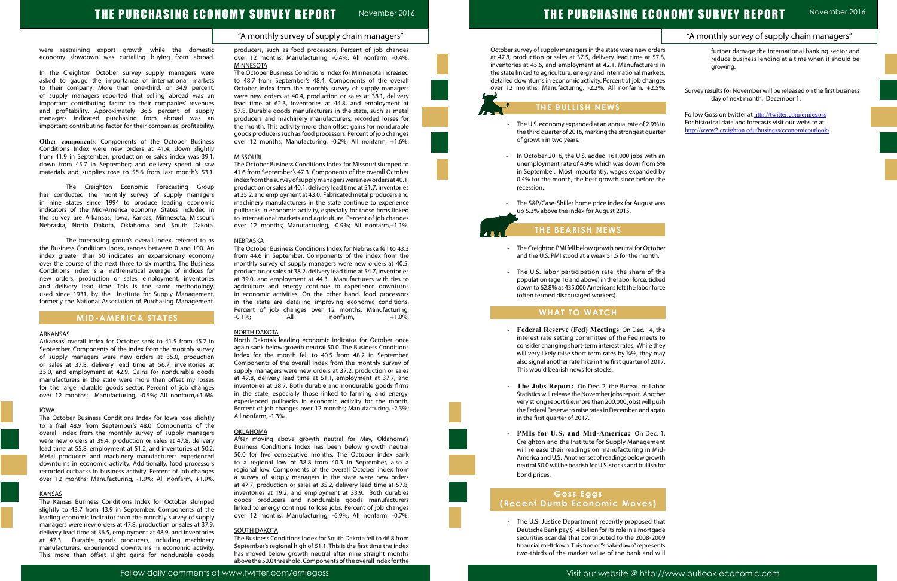were restraining export growth while the domestic economy slowdown was curtailing buying from abroad.

In the Creighton October survey supply managers were asked to gauge the importance of international markets to their company. More than one-third, or 34.9 percent, of supply managers reported that selling abroad was an important contributing factor to their companies' revenues and profitability. Approximately 36.5 percent of supply managers indicated purchasing from abroad was an important contributing factor for their companies' profitability.

**Other components**: Components of the October Business Conditions Index were new orders at 41.4, down slightly from 41.9 in September; production or sales index was 39.1, down from 45.7 in September; and delivery speed of raw materials and supplies rose to 55.6 from last month's 53.1.

The Creighton Economic Forecasting Group has conducted the monthly survey of supply managers in nine states since 1994 to produce leading economic indicators of the Mid-America economy. States included in the survey are Arkansas, Iowa, Kansas, Minnesota, Missouri, Nebraska, North Dakota, Oklahoma and South Dakota.

The forecasting group's overall index, referred to as the Business Conditions Index, ranges between 0 and 100. An index greater than 50 indicates an expansionary economy over the course of the next three to six months. The Business Conditions Index is a mathematical average of indices for new orders, production or sales, employment, inventories and delivery lead time. This is the same methodology, used since 1931, by the Institute for Supply Management, formerly the National Association of Purchasing Management.

## MID-AMERICA STATES

### ARKANSAS

Arkansas' overall index for October sank to 41.5 from 45.7 in September. Components of the index from the monthly survey of supply managers were new orders at 35.0, production or sales at 37.8, delivery lead time at 56.7, inventories at 35.0, and employment at 42.9. Gains for nondurable goods manufacturers in the state were more than offset my losses for the larger durable goods sector. Percent of job changes over 12 months; Manufacturing, -0.5%; All nonfarm,+1.6%.

### IOWA

The October Business Conditions Index for Iowa rose slightly to a frail 48.9 from September's 48.0. Components of the overall index from the monthly survey of supply managers were new orders at 39.4, production or sales at 47.8, delivery lead time at 55.8, employment at 51.2, and inventories at 50.2. Metal producers and machinery manufacturers experienced downturns in economic activity. Additionally, food processors recorded cutbacks in business activity. Percent of job changes over 12 months; Manufacturing, -1.9%; All nonfarm, +1.9%.

### KANSAS

The Kansas Business Conditions Index for October slumped slightly to 43.7 from 43.9 in September. Components of the leading economic indicator from the monthly survey of supply managers were new orders at 47.8, production or sales at 37.9, delivery lead time at 36.5, employment at 48.9, and inventories at 47.3. Durable goods producers, including machinery manufacturers, experienced downturns in economic activity. This more than offset slight gains for nondurable goods producers, such as food processors. Percent of job changes over 12 months; Manufacturing, -0.4%; All nonfarm, -0.4%.

### MINNESOTA

The October Business Conditions Index for Minnesota increased to 48.7 from September's 48.4. Components of the overall October index from the monthly survey of supply managers were new orders at 40.4, production or sales at 38.1, delivery lead time at 62.3, inventories at 44.8, and employment at 57.8. Durable goods manufacturers in the state, such as metal producers and machinery manufacturers, recorded losses for the month. This activity more than offset gains for nondurable goods producers such as food processors. Percent of job changes over 12 months; Manufacturing, -0.2%; All nonfarm, +1.6%.

### MISSOURI

The October Business Conditions Index for Missouri slumped to 41.6 from September's 47.3. Components of the overall October index from the survey of supply managers were new orders at 40.1, production or sales at 40.1, delivery lead time at 51.7, inventories at 35.2, and employment at 43.0. Fabricated metal producers and machinery manufacturers in the state continue to experience pullbacks in economic activity, especially for those firms linked to international markets and agriculture. Percent of job changes over 12 months; Manufacturing, -0.9%; All nonfarm,+1.1%.

### NEBRASKA

The October Business Conditions Index for Nebraska fell to 43.3 from 44.6 in September. Components of the index from the monthly survey of supply managers were new orders at 40.5, production or sales at 38.2, delivery lead time at 54.7, inventories at 39.0, and employment at 44.3. Manufacturers with ties to agriculture and energy continue to experience downturns in economic activities. On the other hand, food processors in the state are detailing improving economic conditions. Percent of job changes over 12 months; Manufacturing, -0.1%; All nonfarm, +1.0%.

### NORTH DAKOTA

North Dakota's leading economic indicator for October once again sank below growth neutral 50.0. The Business Conditions Index for the month fell to 40.5 from 48.2 in September. Components of the overall index from the monthly survey of supply managers were new orders at 37.2, production or sales at 47.8, delivery lead time at 51.1, employment at 37.7, and inventories at 28.7. Both durable and nondurable goods firms in the state, especially those linked to farming and energy, experienced pullbacks in economic activity for the month. Percent of job changes over 12 months; Manufacturing, -2.3%; All nonfarm, -1.3%.

### OKLAHOMA

After moving above growth neutral for May, Oklahoma's Business Conditions Index has been below growth neutral 50.0 for five consecutive months. The October index sank to a regional low of 38.8 from 40.3 in September, also a regional low. Components of the overall October index from a survey of supply managers in the state were new orders at 47.7, production or sales at 35.2, delivery lead time at 57.8, inventories at 19.2, and employment at 33.9. Both durables goods producers and nondurable goods manufacturers linked to energy continue to lose jobs. Percent of job changes over 12 months; Manufacturing, -6.9%; All nonfarm, -0.7%.

### SOUTH DAKOTA

The Business Conditions Index for South Dakota fell to 46.8 from September's regional high of 51.1. This is the first time the index has moved below growth neutral after nine straight months above the 50.0 threshold. Components of the overall index for the October survey of supply managers in the state were new orders at 47.8, production or sales at 37.5, delivery lead time at 57.8, inventories at 45.6, and employment at 42.1. Manufacturers in the state linked to agriculture, energy and international markets, detailed downturns in economic activity. Percent of job changes over 12 months; Manufacturing, -2.2%; All nonfarm, +2.5%.

## THE BULLISH NEWS

- The U.S. economy expanded at an annual rate of 2.9% in the third quarter of 2016, marking the strongest quarter of growth in two years.
- In October 2016, the U.S. added 161,000 jobs with an unemployment rate of 4.9% which was down from 5% in September. Most importantly, wages expanded by 0.4% for the month, the best growth since before the recession.
- The S&P/Case-Shiller home price index for August was up 5.3% above the index for August 2015.

## THE BEARISH NEWS

- The Creighton PMI fell below growth neutral for October and the U.S. PMI stood at a weak 51.5 for the month.
- The U.S. labor participation rate, the share of the population (age 16 and above) in the labor force, ticked down to 62.8% as 435,000 Americans left the labor force (often termed discouraged workers).

## WHAT TO WATCH

- **Federal Reserve (Fed) Meetings**: On Dec. 14, the interest rate setting committee of the Fed meets to consider changing short-term interest rates. While they will very likely raise short term rates by ¼%, they may also signal another rate hike in the first quarter of 2017. This would bearish news for stocks.
- **The Jobs Report:** On Dec. 2, the Bureau of Labor Statistics will release the November jobs report. Another very strong report (i.e. more than 200,000 jobs) will push the Federal Reserve to raise rates in December, and again in the first quarter of 2017.
- **PMIs for U.S. and Mid-America:** On Dec. 1, Creighton and the Institute for Supply Management will release their readings on manufacturing in Mid-America and U.S. Another set of readings below growth neutral 50.0 will be bearish for U.S. stocks and bullish for bond prices.

## Goss Eggs (Recent Dumb Economic Moves)

- The U.S. Justice Department recently proposed that Deutsche Bank pay $14 billion for its role in a mortgage securities scandal that contributed to the 2008-2009 financial meltdown. This fine or "shakedown" represents two-thirds of the market value of the bank and will further damage the international banking sector and reduce business lending at a time when it should be growing.

Survey results for November will be released on the first business day of next month, December 1.

Follow Goss on twitter at http://twitter.com/erniegoss
For historical data and forecasts visit our website at:
http://www2.creighton.edu/business/economicoutlook/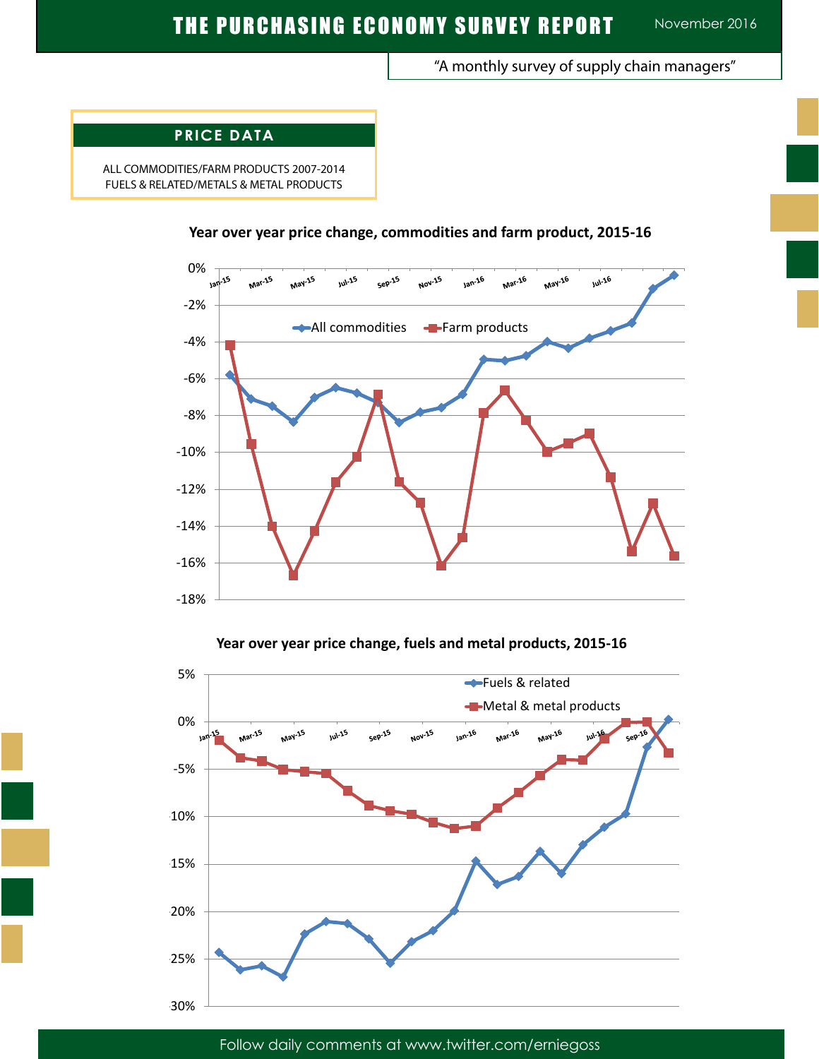## PRICE DATA

ALL COMMODITIES/FARM PRODUCTS 2007-2014
FUELS & RELATED/METALS & METAL PRODUCTS

**Year over year price change, commodities and farm product, 2015-16**

0%
-2%
-4%
-6%
-8%
-10%
-12%
-14%
-16%
-18%

Jan-15
Mar-15
May-15
Jul-15
Sep-15
Nov-15
Jan-16
Mar-16
May-16
Jul-16

All commodities
Farm products

**Year over year price change, fuels and metal products, 2015-16**

5%
0%
-5%
10%
15%
20%
25%
30%

Jan-15
Mar-15
May-15
Jul-15
Sep-15
Nov-15
Jan-16
Mar-16
May-16
Jul-16
Sep-16

Fuels & related
Metal & metal products